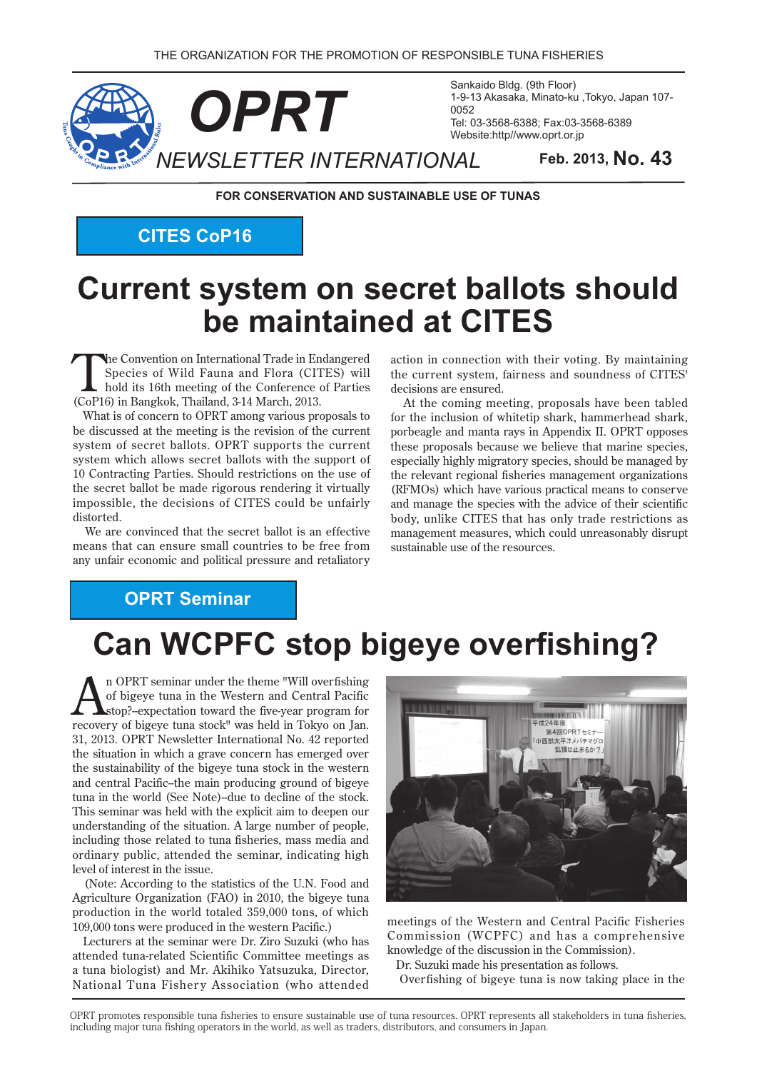THE ORGANIZATION FOR THE PROMOTION OF RESPONSIBLE TUNA FISHERIES

# OPRT

## NEWSLETTER INTERNATIONAL

Sankaido Bldg. (9th Floor)
1-9-13 Akasaka, Minato-ku ,Tokyo, Japan 107-0052
Tel: 03-3568-6388; Fax:03-3568-6389
Website:http//www.oprt.or.jp

**Feb. 2013, No. 43**

**FOR CONSERVATION AND SUSTAINABLE USE OF TUNAS**

**CITES CoP16**

# Current system on secret ballots should be maintained at CITES

The Convention on International Trade in Endangered Species of Wild Fauna and Flora (CITES) will hold its 16th meeting of the Conference of Parties (CoP16) in Bangkok, Thailand, 3-14 March, 2013.

What is of concern to OPRT among various proposals to be discussed at the meeting is the revision of the current system of secret ballots. OPRT supports the current system which allows secret ballots with the support of 10 Contracting Parties. Should restrictions on the use of the secret ballot be made rigorous rendering it virtually impossible, the decisions of CITES could be unfairly distorted.

We are convinced that the secret ballot is an effective means that can ensure small countries to be free from any unfair economic and political pressure and retaliatory action in connection with their voting. By maintaining the current system, fairness and soundness of CITES' decisions are ensured.

At the coming meeting, proposals have been tabled for the inclusion of whitetip shark, hammerhead shark, porbeagle and manta rays in Appendix II. OPRT opposes these proposals because we believe that marine species, especially highly migratory species, should be managed by the relevant regional fisheries management organizations (RFMOs) which have various practical means to conserve and manage the species with the advice of their scientific body, unlike CITES that has only trade restrictions as management measures, which could unreasonably disrupt sustainable use of the resources.

**OPRT Seminar**

# Can WCPFC stop bigeye overfishing?

An OPRT seminar under the theme "Will overfishing of bigeye tuna in the Western and Central Pacific stop?–expectation toward the five-year program for recovery of bigeye tuna stock" was held in Tokyo on Jan. 31, 2013. OPRT Newsletter International No. 42 reported the situation in which a grave concern has emerged over the sustainability of the bigeye tuna stock in the western and central Pacific–the main producing ground of bigeye tuna in the world (See Note)–due to decline of the stock. This seminar was held with the explicit aim to deepen our understanding of the situation. A large number of people, including those related to tuna fisheries, mass media and ordinary public, attended the seminar, indicating high level of interest in the issue.

(Note: According to the statistics of the U.N. Food and Agriculture Organization (FAO) in 2010, the bigeye tuna production in the world totaled 359,000 tons, of which 109,000 tons were produced in the western Pacific.)

Lecturers at the seminar were Dr. Ziro Suzuki (who has attended tuna-related Scientific Committee meetings as a tuna biologist) and Mr. Akihiko Yatsuzuka, Director, National Tuna Fishery Association (who attended meetings of the Western and Central Pacific Fisheries Commission (WCPFC) and has a comprehensive knowledge of the discussion in the Commission).

Dr. Suzuki made his presentation as follows.

Overfishing of bigeye tuna is now taking place in the

OPRT promotes responsible tuna fisheries to ensure sustainable use of tuna resources. OPRT represents all stakeholders in tuna fisheries, including major tuna fishing operators in the world, as well as traders, distributors, and consumers in Japan.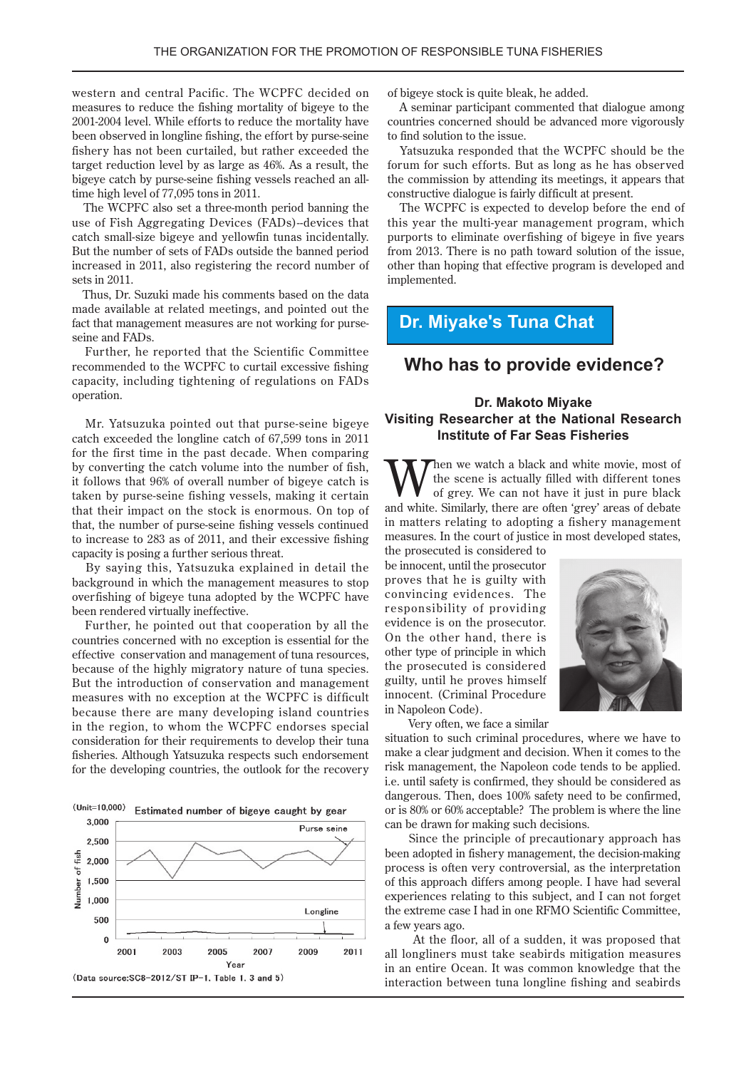western and central Pacific. The WCPFC decided on measures to reduce the fishing mortality of bigeye to the 2001-2004 level. While efforts to reduce the mortality have been observed in longline fishing, the effort by purse-seine fishery has not been curtailed, but rather exceeded the target reduction level by as large as 46%. As a result, the bigeye catch by purse-seine fishing vessels reached an all-time high level of 77,095 tons in 2011.

The WCPFC also set a three-month period banning the use of Fish Aggregating Devices (FADs)--devices that catch small-size bigeye and yellowfin tunas incidentally. But the number of sets of FADs outside the banned period increased in 2011, also registering the record number of sets in 2011.

Thus, Dr. Suzuki made his comments based on the data made available at related meetings, and pointed out the fact that management measures are not working for purse-seine and FADs.

Further, he reported that the Scientific Committee recommended to the WCPFC to curtail excessive fishing capacity, including tightening of regulations on FADs operation.

Mr. Yatsuzuka pointed out that purse-seine bigeye catch exceeded the longline catch of 67,599 tons in 2011 for the first time in the past decade. When comparing by converting the catch volume into the number of fish, it follows that 96% of overall number of bigeye catch is taken by purse-seine fishing vessels, making it certain that their impact on the stock is enormous. On top of that, the number of purse-seine fishing vessels continued to increase to 283 as of 2011, and their excessive fishing capacity is posing a further serious threat.

By saying this, Yatsuzuka explained in detail the background in which the management measures to stop overfishing of bigeye tuna adopted by the WCPFC have been rendered virtually ineffective.

Further, he pointed out that cooperation by all the countries concerned with no exception is essential for the effective conservation and management of tuna resources, because of the highly migratory nature of tuna species. But the introduction of conservation and management measures with no exception at the WCPFC is difficult because there are many developing island countries in the region, to whom the WCPFC endorses special consideration for their requirements to develop their tuna fisheries. Although Yatsuzuka respects such endorsement for the developing countries, the outlook for the recovery of bigeye stock is quite bleak, he added.

(Unit=10,000) Estimated number of bigeye caught by gear

(Data source:SC8-2012/ST IP-1, Table 1, 3 and 5)

A seminar participant commented that dialogue among countries concerned should be advanced more vigorously to find solution to the issue.

Yatsuzuka responded that the WCPFC should be the forum for such efforts. But as long as he has observed the commission by attending its meetings, it appears that constructive dialogue is fairly difficult at present.

The WCPFC is expected to develop before the end of this year the multi-year management program, which purports to eliminate overfishing of bigeye in five years from 2013. There is no path toward solution of the issue, other than hoping that effective program is developed and implemented.

## Dr. Miyake's Tuna Chat

### Who has to provide evidence?

**Dr. Makoto Miyake**
**Visiting Researcher at the National Research Institute of Far Seas Fisheries**

When we watch a black and white movie, most of the scene is actually filled with different tones of grey. We can not have it just in pure black and white. Similarly, there are often 'grey' areas of debate in matters relating to adopting a fishery management measures. In the court of justice in most developed states, the prosecuted is considered to be innocent, until the prosecutor proves that he is guilty with convincing evidences. The responsibility of providing evidence is on the prosecutor. On the other hand, there is other type of principle in which the prosecuted is considered guilty, until he proves himself innocent. (Criminal Procedure in Napoleon Code).

Very often, we face a similar situation to such criminal procedures, where we have to make a clear judgment and decision. When it comes to the risk management, the Napoleon code tends to be applied. i.e. until safety is confirmed, they should be considered as dangerous. Then, does 100% safety need to be confirmed, or is 80% or 60% acceptable? The problem is where the line can be drawn for making such decisions.

Since the principle of precautionary approach has been adopted in fishery management, the decision-making process is often very controversial, as the interpretation of this approach differs among people. I have had several experiences relating to this subject, and I can not forget the extreme case I had in one RFMO Scientific Committee, a few years ago.

At the floor, all of a sudden, it was proposed that all longliners must take seabirds mitigation measures in an entire Ocean. It was common knowledge that the interaction between tuna longline fishing and seabirds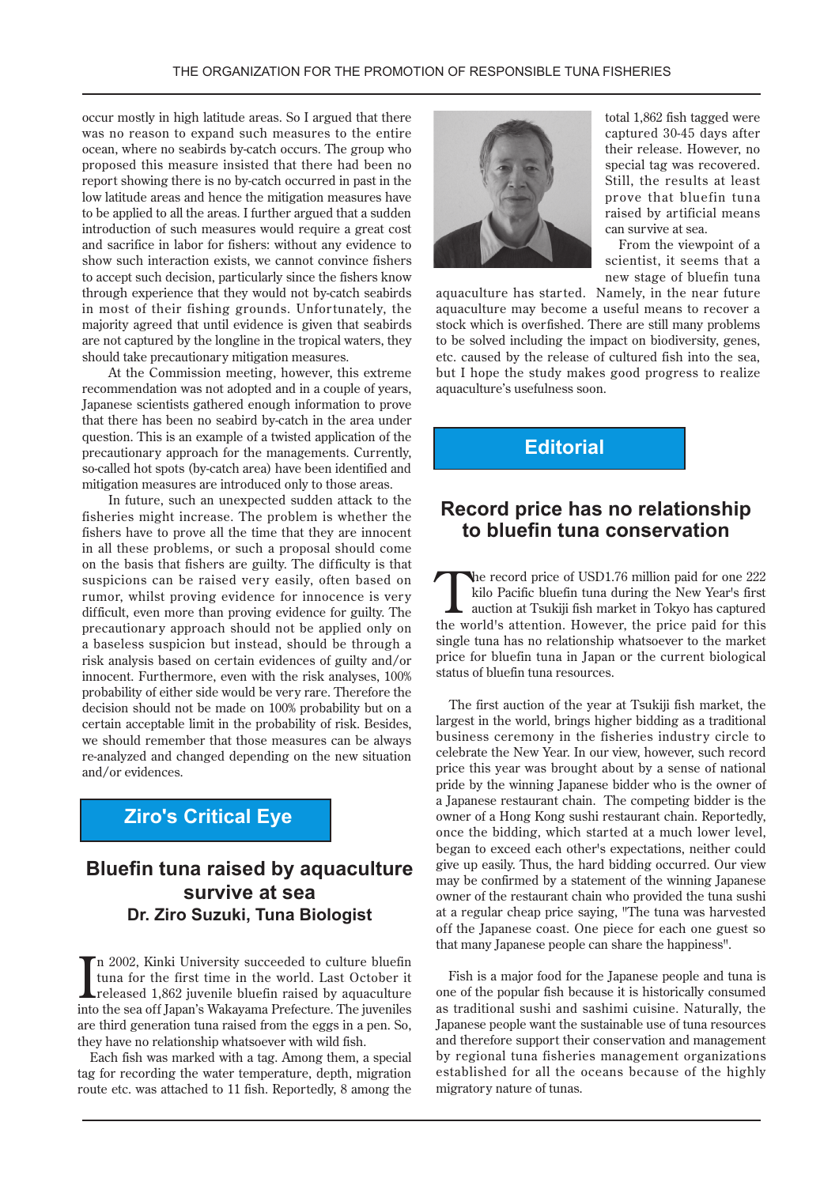occur mostly in high latitude areas. So I argued that there was no reason to expand such measures to the entire ocean, where no seabirds by-catch occurs. The group who proposed this measure insisted that there had been no report showing there is no by-catch occurred in past in the low latitude areas and hence the mitigation measures have to be applied to all the areas. I further argued that a sudden introduction of such measures would require a great cost and sacrifice in labor for fishers: without any evidence to show such interaction exists, we cannot convince fishers to accept such decision, particularly since the fishers know through experience that they would not by-catch seabirds in most of their fishing grounds. Unfortunately, the majority agreed that until evidence is given that seabirds are not captured by the longline in the tropical waters, they should take precautionary mitigation measures.

At the Commission meeting, however, this extreme recommendation was not adopted and in a couple of years, Japanese scientists gathered enough information to prove that there has been no seabird by-catch in the area under question. This is an example of a twisted application of the precautionary approach for the managements. Currently, so-called hot spots (by-catch area) have been identified and mitigation measures are introduced only to those areas.

In future, such an unexpected sudden attack to the fisheries might increase. The problem is whether the fishers have to prove all the time that they are innocent in all these problems, or such a proposal should come on the basis that fishers are guilty. The difficulty is that suspicions can be raised very easily, often based on rumor, whilst proving evidence for innocence is very difficult, even more than proving evidence for guilty. The precautionary approach should not be applied only on a baseless suspicion but instead, should be through a risk analysis based on certain evidences of guilty and/or innocent. Furthermore, even with the risk analyses, 100% probability of either side would be very rare. Therefore the decision should not be made on 100% probability but on a certain acceptable limit in the probability of risk. Besides, we should remember that those measures can be always re-analyzed and changed depending on the new situation and/or evidences.

## Ziro's Critical Eye

### Bluefin tuna raised by aquaculture survive at sea

**Dr. Ziro Suzuki, Tuna Biologist**

In 2002, Kinki University succeeded to culture bluefin tuna for the first time in the world. Last October it released 1,862 juvenile bluefin raised by aquaculture into the sea off Japan's Wakayama Prefecture. The juveniles are third generation tuna raised from the eggs in a pen. So, they have no relationship whatsoever with wild fish.

Each fish was marked with a tag. Among them, a special tag for recording the water temperature, depth, migration route etc. was attached to 11 fish. Reportedly, 8 among the total 1,862 fish tagged were captured 30-45 days after their release. However, no special tag was recovered. Still, the results at least prove that bluefin tuna raised by artificial means can survive at sea.

From the viewpoint of a scientist, it seems that a new stage of bluefin tuna aquaculture has started. Namely, in the near future aquaculture may become a useful means to recover a stock which is overfished. There are still many problems to be solved including the impact on biodiversity, genes, etc. caused by the release of cultured fish into the sea, but I hope the study makes good progress to realize aquaculture's usefulness soon.

## Editorial

### Record price has no relationship to bluefin tuna conservation

The record price of USD1.76 million paid for one 222 kilo Pacific bluefin tuna during the New Year's first auction at Tsukiji fish market in Tokyo has captured the world's attention. However, the price paid for this single tuna has no relationship whatsoever to the market price for bluefin tuna in Japan or the current biological status of bluefin tuna resources.

The first auction of the year at Tsukiji fish market, the largest in the world, brings higher bidding as a traditional business ceremony in the fisheries industry circle to celebrate the New Year. In our view, however, such record price this year was brought about by a sense of national pride by the winning Japanese bidder who is the owner of a Japanese restaurant chain. The competing bidder is the owner of a Hong Kong sushi restaurant chain. Reportedly, once the bidding, which started at a much lower level, began to exceed each other's expectations, neither could give up easily. Thus, the hard bidding occurred. Our view may be confirmed by a statement of the winning Japanese owner of the restaurant chain who provided the tuna sushi at a regular cheap price saying, "The tuna was harvested off the Japanese coast. One piece for each one guest so that many Japanese people can share the happiness".

Fish is a major food for the Japanese people and tuna is one of the popular fish because it is historically consumed as traditional sushi and sashimi cuisine. Naturally, the Japanese people want the sustainable use of tuna resources and therefore support their conservation and management by regional tuna fisheries management organizations established for all the oceans because of the highly migratory nature of tunas.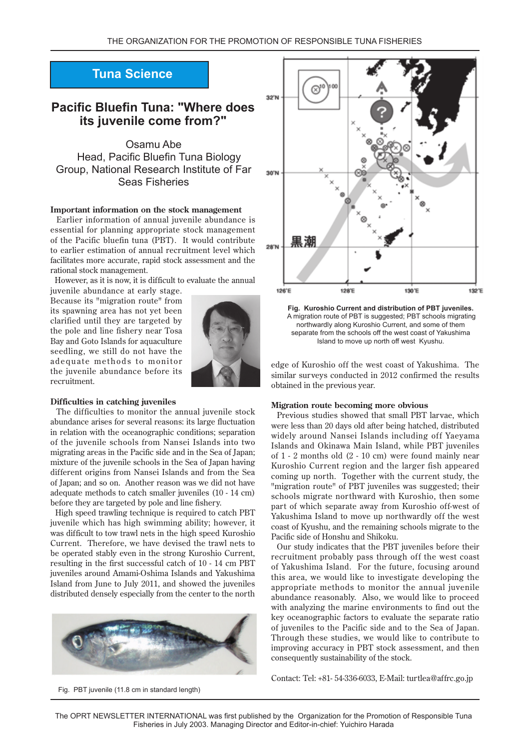## Tuna Science

# Pacific Bluefin Tuna: "Where does its juvenile come from?"

Osamu Abe
Head, Pacific Bluefin Tuna Biology Group, National Research Institute of Far Seas Fisheries

### Important information on the stock management

Earlier information of annual juvenile abundance is essential for planning appropriate stock management of the Pacific bluefin tuna (PBT). It would contribute to earlier estimation of annual recruitment level which facilitates more accurate, rapid stock assessment and the rational stock management.

However, as it is now, it is difficult to evaluate the annual juvenile abundance at early stage. Because its "migration route" from its spawning area has not yet been clarified until they are targeted by the pole and line fishery near Tosa Bay and Goto Islands for aquaculture seedling, we still do not have the adequate methods to monitor the juvenile abundance before its recruitment.

### Difficulties in catching juveniles

The difficulties to monitor the annual juvenile stock abundance arises for several reasons: its large fluctuation in relation with the oceanographic conditions; separation of the juvenile schools from Nansei Islands into two migrating areas in the Pacific side and in the Sea of Japan; mixture of the juvenile schools in the Sea of Japan having different origins from Nansei Islands and from the Sea of Japan; and so on. Another reason was we did not have adequate methods to catch smaller juveniles (10 - 14 cm) before they are targeted by pole and line fishery.

High speed trawling technique is required to catch PBT juvenile which has high swimming ability; however, it was difficult to tow trawl nets in the high speed Kuroshio Current. Therefore, we have devised the trawl nets to be operated stably even in the strong Kuroshio Current, resulting in the first successful catch of 10 - 14 cm PBT juveniles around Amami-Oshima Islands and Yakushima Island from June to July 2011, and showed the juveniles distributed densely especially from the center to the north edge of Kuroshio off the west coast of Yakushima. The similar surveys conducted in 2012 confirmed the results obtained in the previous year.

Fig. PBT juvenile (11.8 cm in standard length)

32°N
30°N
28°N
126°E
128°E
130°E
132°E
10
100
?
黒潮

**Fig. Kuroshio Current and distribution of PBT juveniles.**
A migration route of PBT is suggested; PBT schools migrating northwardly along Kuroshio Current, and some of them separate from the schools off the west coast of Yakushima Island to move up north off west Kyushu.

### Migration route becoming more obvious

Previous studies showed that small PBT larvae, which were less than 20 days old after being hatched, distributed widely around Nansei Islands including off Yaeyama Islands and Okinawa Main Island, while PBT juveniles of 1 - 2 months old (2 - 10 cm) were found mainly near Kuroshio Current region and the larger fish appeared coming up north. Together with the current study, the "migration route" of PBT juveniles was suggested; their schools migrate northward with Kuroshio, then some part of which separate away from Kuroshio off-west of Yakushima Island to move up northwardly off the west coast of Kyushu, and the remaining schools migrate to the Pacific side of Honshu and Shikoku.

Our study indicates that the PBT juveniles before their recruitment probably pass through off the west coast of Yakushima Island. For the future, focusing around this area, we would like to investigate developing the appropriate methods to monitor the annual juvenile abundance reasonably. Also, we would like to proceed with analyzing the marine environments to find out the key oceanographic factors to evaluate the separate ratio of juveniles to the Pacific side and to the Sea of Japan. Through these studies, we would like to contribute to improving accuracy in PBT stock assessment, and then consequently sustainability of the stock.

Contact: Tel: +81- 54-336-6033, E-Mail: turtlea@affrc.go.jp

The OPRT NEWSLETTER INTERNATIONAL was first published by the Organization for the Promotion of Responsible Tuna Fisheries in July 2003. Managing Director and Editor-in-chief: Yuichiro Harada